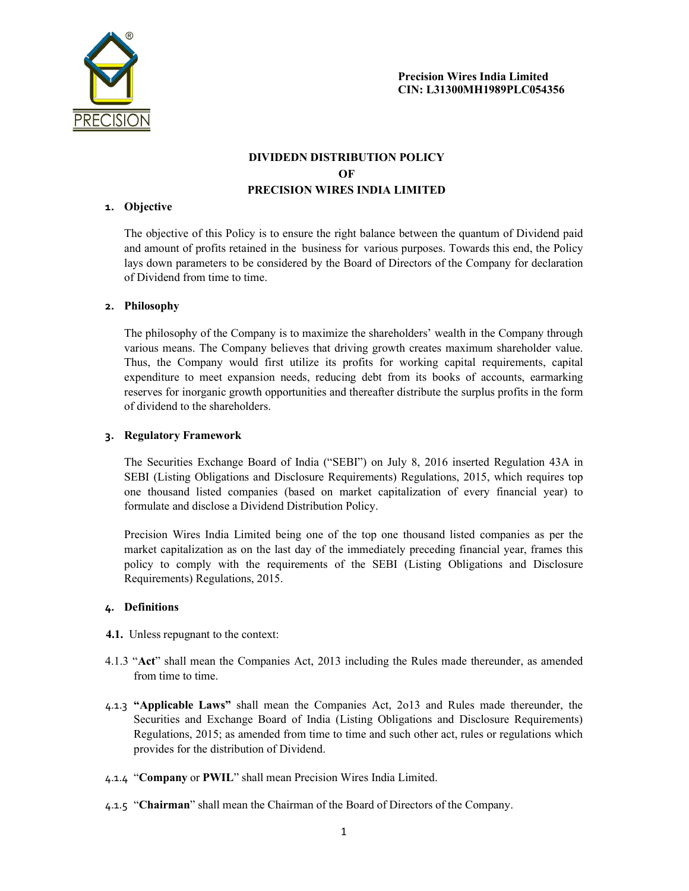Precision Wires India Limited
CIN: L31300MH1989PLC054356

# DIVIDEDN DISTRIBUTION POLICY
# OF
# PRECISION WIRES INDIA LIMITED

## 1. Objective

The objective of this Policy is to ensure the right balance between the quantum of Dividend paid and amount of profits retained in the business for various purposes. Towards this end, the Policy lays down parameters to be considered by the Board of Directors of the Company for declaration of Dividend from time to time.

## 2. Philosophy

The philosophy of the Company is to maximize the shareholders' wealth in the Company through various means. The Company believes that driving growth creates maximum shareholder value. Thus, the Company would first utilize its profits for working capital requirements, capital expenditure to meet expansion needs, reducing debt from its books of accounts, earmarking reserves for inorganic growth opportunities and thereafter distribute the surplus profits in the form of dividend to the shareholders.

## 3. Regulatory Framework

The Securities Exchange Board of India ("SEBI") on July 8, 2016 inserted Regulation 43A in SEBI (Listing Obligations and Disclosure Requirements) Regulations, 2015, which requires top one thousand listed companies (based on market capitalization of every financial year) to formulate and disclose a Dividend Distribution Policy.

Precision Wires India Limited being one of the top one thousand listed companies as per the market capitalization as on the last day of the immediately preceding financial year, frames this policy to comply with the requirements of the SEBI (Listing Obligations and Disclosure Requirements) Regulations, 2015.

## 4. Definitions

**4.1.** Unless repugnant to the context:

4.1.3 "**Act**" shall mean the Companies Act, 2013 including the Rules made thereunder, as amended from time to time.

4.1.3 **"Applicable Laws"** shall mean the Companies Act, 2o13 and Rules made thereunder, the Securities and Exchange Board of India (Listing Obligations and Disclosure Requirements) Regulations, 2015; as amended from time to time and such other act, rules or regulations which provides for the distribution of Dividend.

4.1.4 "**Company** or **PWIL**" shall mean Precision Wires India Limited.

4.1.5 "**Chairman**" shall mean the Chairman of the Board of Directors of the Company.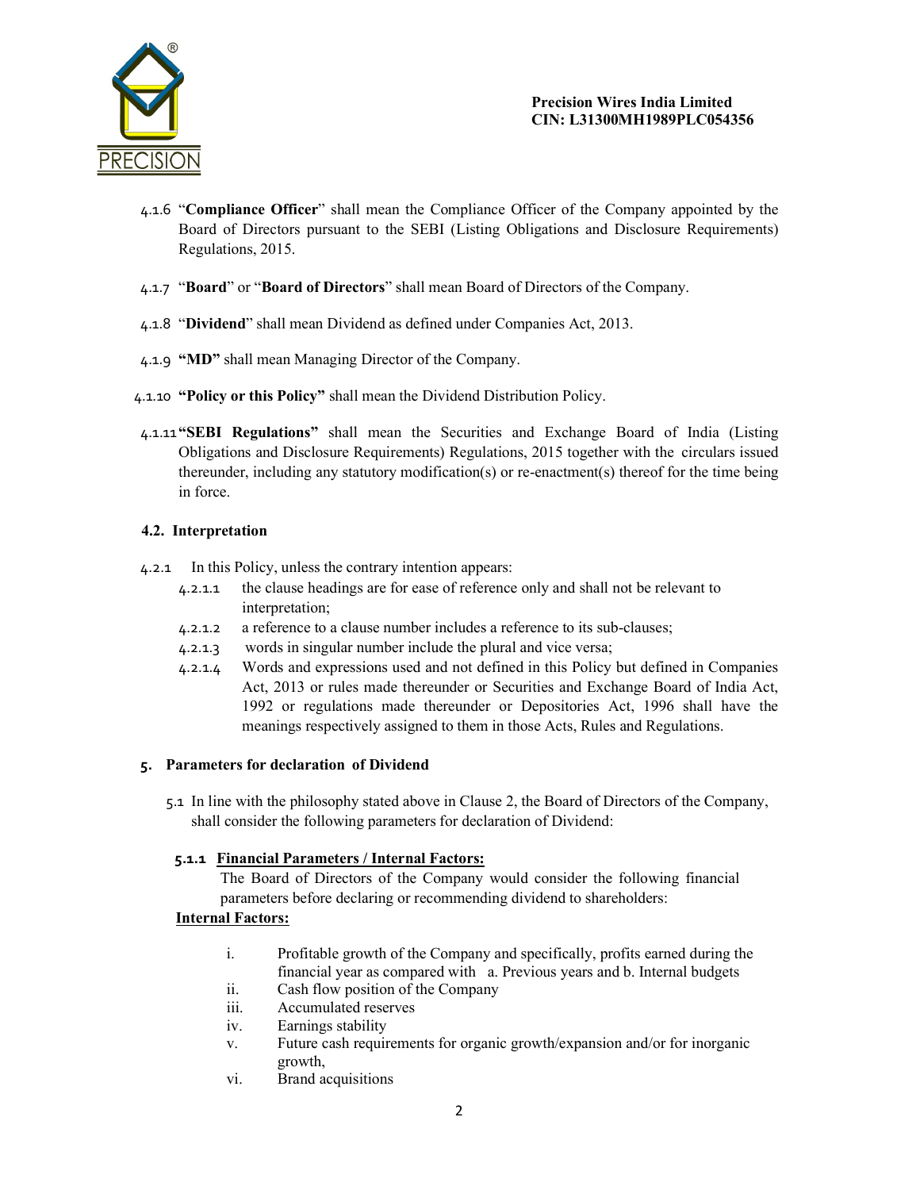4.1.6 "**Compliance Officer**" shall mean the Compliance Officer of the Company appointed by the Board of Directors pursuant to the SEBI (Listing Obligations and Disclosure Requirements) Regulations, 2015.

4.1.7 "**Board**" or "**Board of Directors**" shall mean Board of Directors of the Company.

4.1.8 "**Dividend**" shall mean Dividend as defined under Companies Act, 2013.

4.1.9 **"MD"** shall mean Managing Director of the Company.

4.1.10 **"Policy or this Policy"** shall mean the Dividend Distribution Policy.

4.1.11 **"SEBI Regulations"** shall mean the Securities and Exchange Board of India (Listing Obligations and Disclosure Requirements) Regulations, 2015 together with the circulars issued thereunder, including any statutory modification(s) or re-enactment(s) thereof for the time being in force.

### 4.2. Interpretation

4.2.1 In this Policy, unless the contrary intention appears:

- 4.2.1.1 the clause headings are for ease of reference only and shall not be relevant to interpretation;
- 4.2.1.2 a reference to a clause number includes a reference to its sub-clauses;
- 4.2.1.3 words in singular number include the plural and vice versa;
- 4.2.1.4 Words and expressions used and not defined in this Policy but defined in Companies Act, 2013 or rules made thereunder or Securities and Exchange Board of India Act, 1992 or regulations made thereunder or Depositories Act, 1996 shall have the meanings respectively assigned to them in those Acts, Rules and Regulations.

## 5. Parameters for declaration of Dividend

5.1 In line with the philosophy stated above in Clause 2, the Board of Directors of the Company, shall consider the following parameters for declaration of Dividend:

#### 5.1.1 <u>Financial Parameters / Internal Factors:</u>

The Board of Directors of the Company would consider the following financial parameters before declaring or recommending dividend to shareholders:

**<u>Internal Factors:</u>**

- i. Profitable growth of the Company and specifically, profits earned during the financial year as compared with a. Previous years and b. Internal budgets
- ii. Cash flow position of the Company
- iii. Accumulated reserves
- iv. Earnings stability
- v. Future cash requirements for organic growth/expansion and/or for inorganic growth,
- vi. Brand acquisitions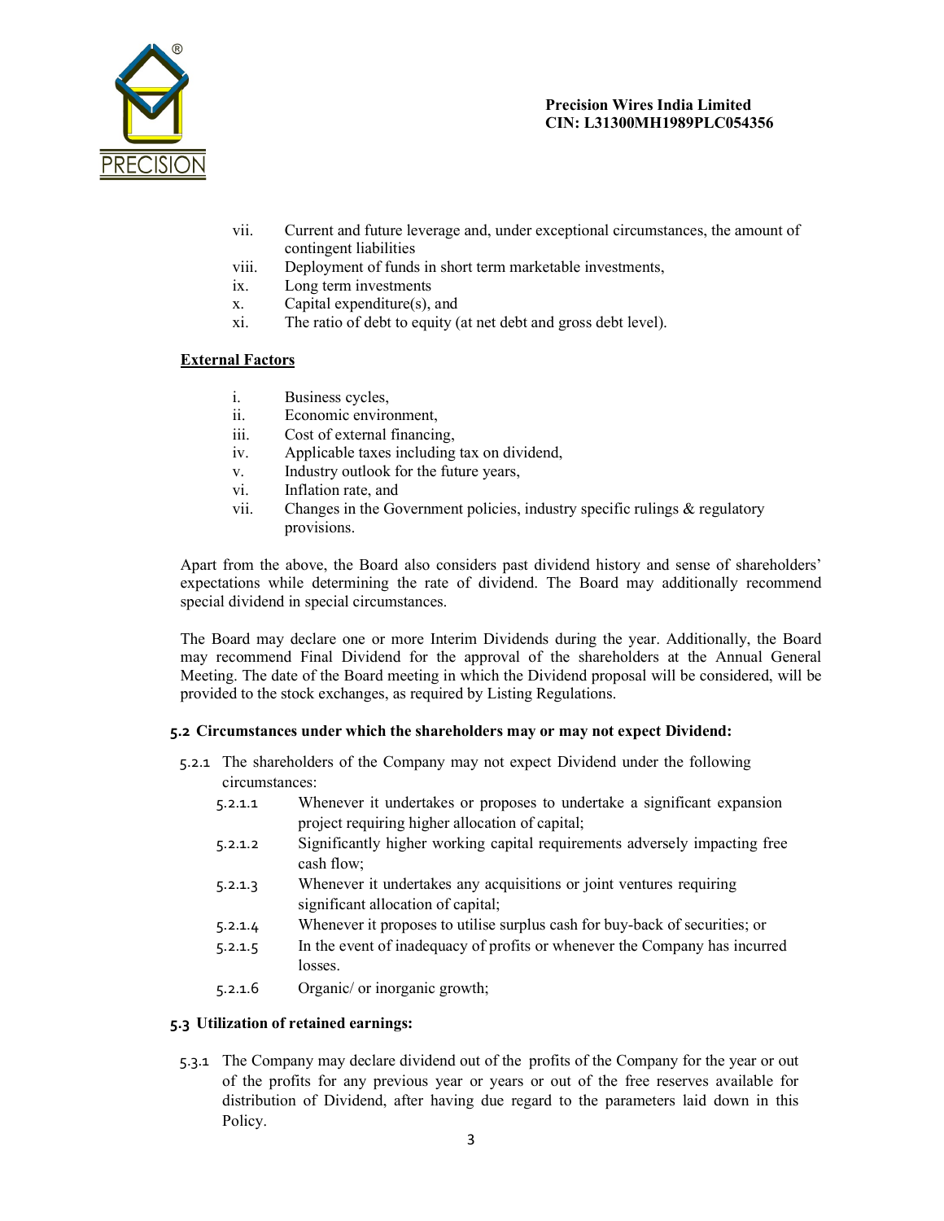vii. Current and future leverage and, under exceptional circumstances, the amount of contingent liabilities
viii. Deployment of funds in short term marketable investments,
ix. Long term investments
x. Capital expenditure(s), and
xi. The ratio of debt to equity (at net debt and gross debt level).

**External Factors**

i. Business cycles,
ii. Economic environment,
iii. Cost of external financing,
iv. Applicable taxes including tax on dividend,
v. Industry outlook for the future years,
vi. Inflation rate, and
vii. Changes in the Government policies, industry specific rulings & regulatory provisions.

Apart from the above, the Board also considers past dividend history and sense of shareholders' expectations while determining the rate of dividend. The Board may additionally recommend special dividend in special circumstances.

The Board may declare one or more Interim Dividends during the year. Additionally, the Board may recommend Final Dividend for the approval of the shareholders at the Annual General Meeting. The date of the Board meeting in which the Dividend proposal will be considered, will be provided to the stock exchanges, as required by Listing Regulations.

**5.2 Circumstances under which the shareholders may or may not expect Dividend:**

5.2.1 The shareholders of the Company may not expect Dividend under the following circumstances:

5.2.1.1 Whenever it undertakes or proposes to undertake a significant expansion project requiring higher allocation of capital;
5.2.1.2 Significantly higher working capital requirements adversely impacting free cash flow;
5.2.1.3 Whenever it undertakes any acquisitions or joint ventures requiring significant allocation of capital;
5.2.1.4 Whenever it proposes to utilise surplus cash for buy-back of securities; or
5.2.1.5 In the event of inadequacy of profits or whenever the Company has incurred losses.
5.2.1.6 Organic/ or inorganic growth;

**5.3 Utilization of retained earnings:**

5.3.1 The Company may declare dividend out of the profits of the Company for the year or out of the profits for any previous year or years or out of the free reserves available for distribution of Dividend, after having due regard to the parameters laid down in this Policy.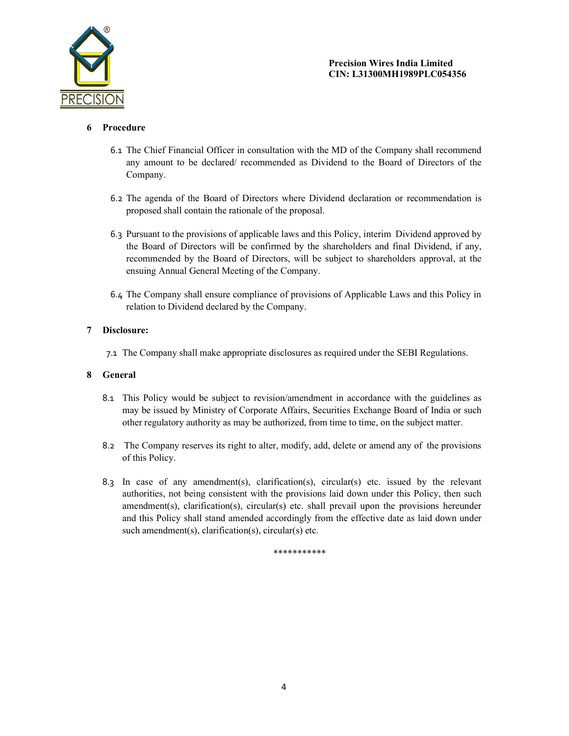## 6 Procedure

6.1 The Chief Financial Officer in consultation with the MD of the Company shall recommend any amount to be declared/ recommended as Dividend to the Board of Directors of the Company.

6.2 The agenda of the Board of Directors where Dividend declaration or recommendation is proposed shall contain the rationale of the proposal.

6.3 Pursuant to the provisions of applicable laws and this Policy, interim Dividend approved by the Board of Directors will be confirmed by the shareholders and final Dividend, if any, recommended by the Board of Directors, will be subject to shareholders approval, at the ensuing Annual General Meeting of the Company.

6.4 The Company shall ensure compliance of provisions of Applicable Laws and this Policy in relation to Dividend declared by the Company.

## 7 Disclosure:

7.1 The Company shall make appropriate disclosures as required under the SEBI Regulations.

## 8 General

8.1 This Policy would be subject to revision/amendment in accordance with the guidelines as may be issued by Ministry of Corporate Affairs, Securities Exchange Board of India or such other regulatory authority as may be authorized, from time to time, on the subject matter.

8.2 The Company reserves its right to alter, modify, add, delete or amend any of the provisions of this Policy.

8.3 In case of any amendment(s), clarification(s), circular(s) etc. issued by the relevant authorities, not being consistent with the provisions laid down under this Policy, then such amendment(s), clarification(s), circular(s) etc. shall prevail upon the provisions hereunder and this Policy shall stand amended accordingly from the effective date as laid down under such amendment(s), clarification(s), circular(s) etc.

***********